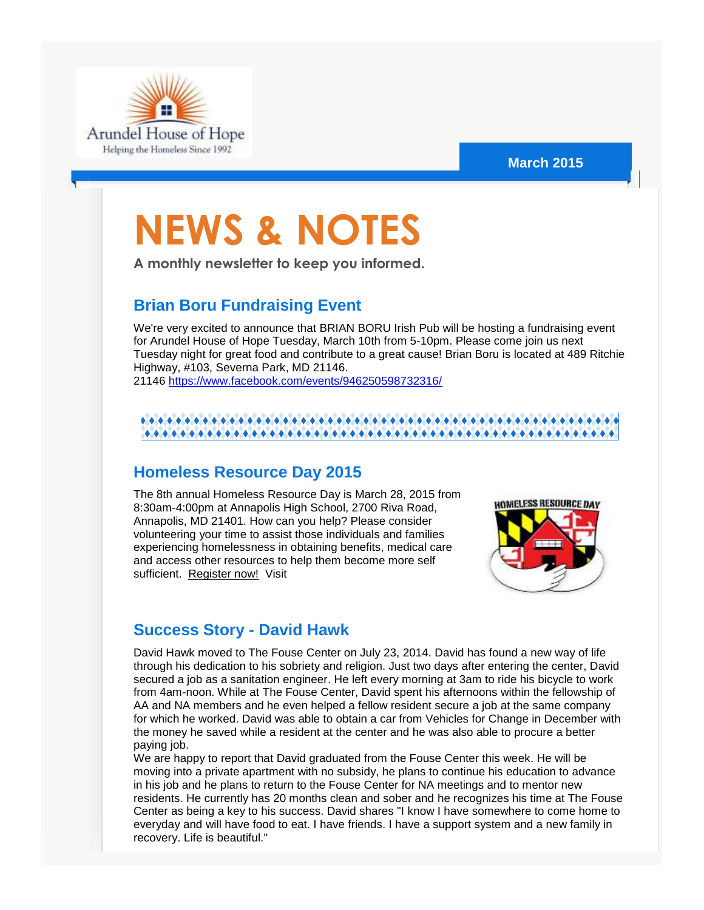Arundel House of Hope
Helping the Homeless Since 1992

**March 2015**

# NEWS & NOTES

**A monthly newsletter to keep you informed.**

## Brian Boru Fundraising Event

We're very excited to announce that BRIAN BORU Irish Pub will be hosting a fundraising event for Arundel House of Hope Tuesday, March 10th from 5-10pm. Please come join us next Tuesday night for great food and contribute to a great cause! Brian Boru is located at 489 Ritchie Highway, #103, Severna Park, MD 21146.
21146 https://www.facebook.com/events/946250598732316/

## Homeless Resource Day 2015

The 8th annual Homeless Resource Day is March 28, 2015 from 8:30am-4:00pm at Annapolis High School, 2700 Riva Road, Annapolis, MD 21401. How can you help? Please consider volunteering your time to assist those individuals and families experiencing homelessness in obtaining benefits, medical care and access other resources to help them become more self sufficient. Register now! Visit

HOMELESS RESOURCE DAY

## Success Story - David Hawk

David Hawk moved to The Fouse Center on July 23, 2014. David has found a new way of life through his dedication to his sobriety and religion. Just two days after entering the center, David secured a job as a sanitation engineer. He left every morning at 3am to ride his bicycle to work from 4am-noon. While at The Fouse Center, David spent his afternoons within the fellowship of AA and NA members and he even helped a fellow resident secure a job at the same company for which he worked. David was able to obtain a car from Vehicles for Change in December with the money he saved while a resident at the center and he was also able to procure a better paying job.

We are happy to report that David graduated from the Fouse Center this week. He will be moving into a private apartment with no subsidy, he plans to continue his education to advance in his job and he plans to return to the Fouse Center for NA meetings and to mentor new residents. He currently has 20 months clean and sober and he recognizes his time at The Fouse Center as being a key to his success. David shares "I know I have somewhere to come home to everyday and will have food to eat. I have friends. I have a support system and a new family in recovery. Life is beautiful."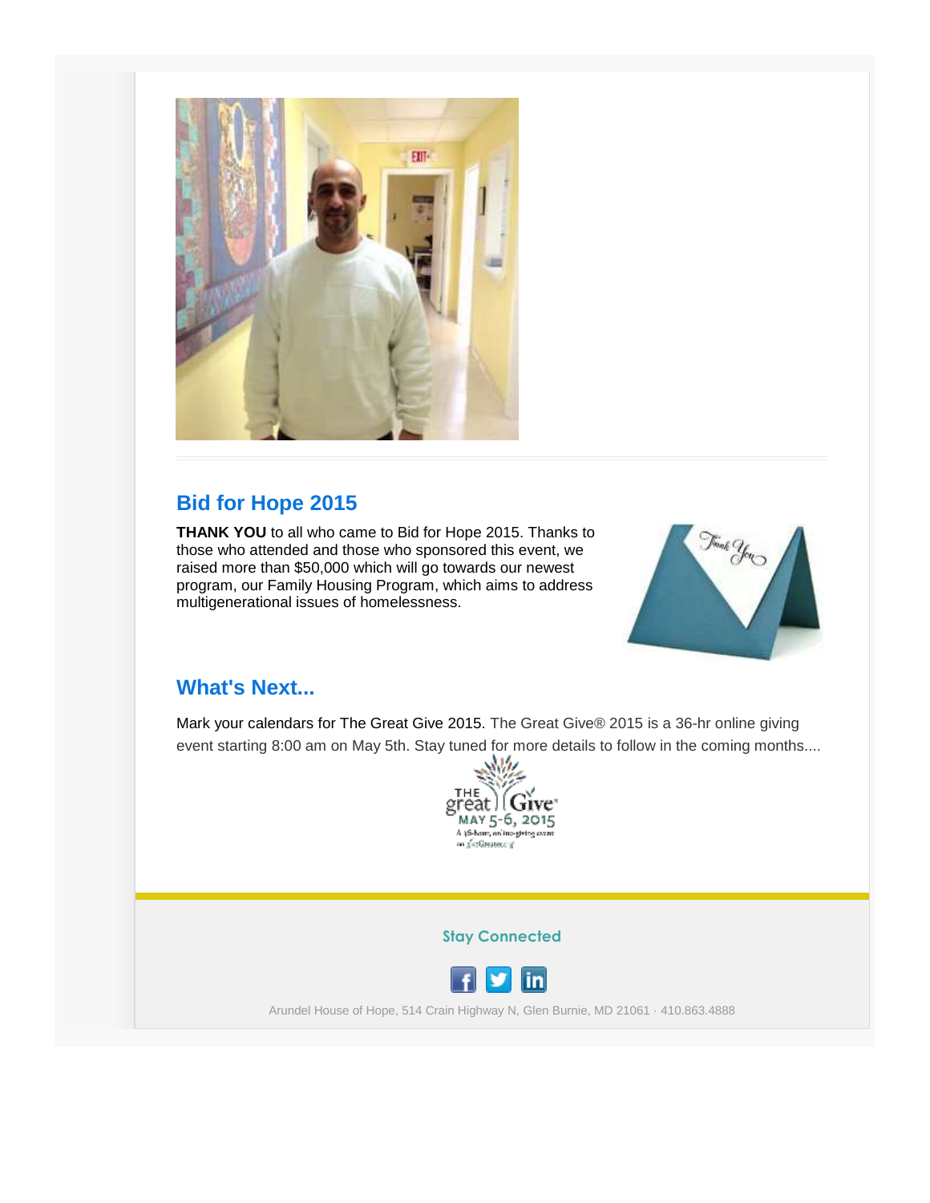## Bid for Hope 2015

**THANK YOU** to all who came to Bid for Hope 2015. Thanks to those who attended and those who sponsored this event, we raised more than $50,000 which will go towards our newest program, our Family Housing Program, which aims to address multigenerational issues of homelessness.

## What's Next...

Mark your calendars for The Great Give 2015. The Great Give® 2015 is a 36-hr online giving event starting 8:00 am on May 5th. Stay tuned for more details to follow in the coming months....

**Stay Connected**

Arundel House of Hope, 514 Crain Highway N, Glen Burnie, MD 21061 · 410.863.4888